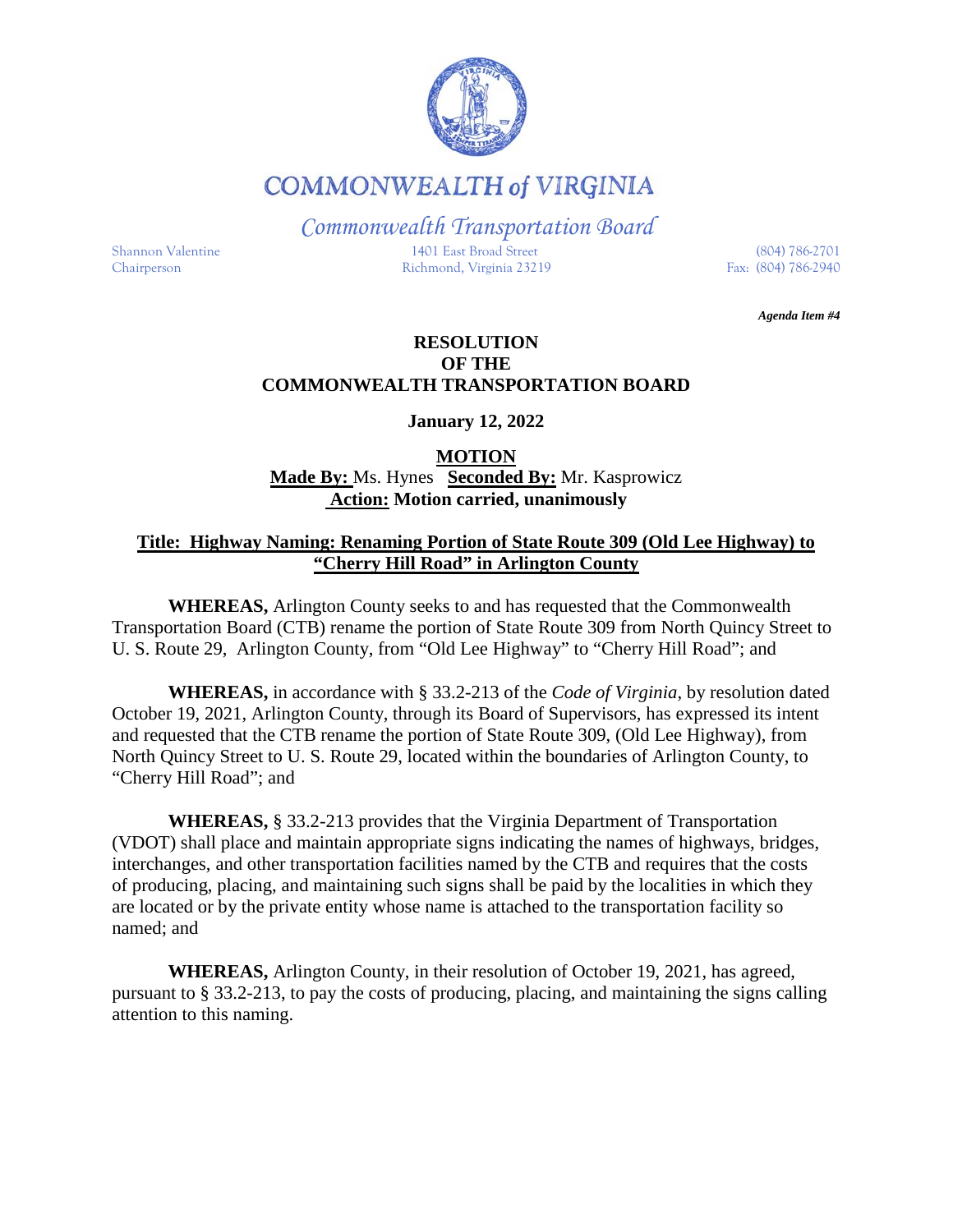# COMMONWEALTH of VIRGINIA

## *Commonwealth Transportation Board*

Shannon Valentine
Chairperson

1401 East Broad Street
Richmond, Virginia 23219

(804) 786-2701
Fax: (804) 786-2940

***Agenda Item #4***

**RESOLUTION**
**OF THE**
**COMMONWEALTH TRANSPORTATION BOARD**

**January 12, 2022**

**MOTION**

**Made By:** Ms. Hynes **Seconded By:** Mr. Kasprowicz
**Action: Motion carried, unanimously**

**Title: Highway Naming: Renaming Portion of State Route 309 (Old Lee Highway) to "Cherry Hill Road" in Arlington County**

**WHEREAS,** Arlington County seeks to and has requested that the Commonwealth Transportation Board (CTB) rename the portion of State Route 309 from North Quincy Street to U. S. Route 29, Arlington County, from "Old Lee Highway" to "Cherry Hill Road"; and

**WHEREAS,** in accordance with § 33.2-213 of the *Code of Virginia*, by resolution dated October 19, 2021, Arlington County, through its Board of Supervisors, has expressed its intent and requested that the CTB rename the portion of State Route 309, (Old Lee Highway), from North Quincy Street to U. S. Route 29, located within the boundaries of Arlington County, to "Cherry Hill Road"; and

**WHEREAS,** § 33.2-213 provides that the Virginia Department of Transportation (VDOT) shall place and maintain appropriate signs indicating the names of highways, bridges, interchanges, and other transportation facilities named by the CTB and requires that the costs of producing, placing, and maintaining such signs shall be paid by the localities in which they are located or by the private entity whose name is attached to the transportation facility so named; and

**WHEREAS,** Arlington County, in their resolution of October 19, 2021, has agreed, pursuant to § 33.2-213, to pay the costs of producing, placing, and maintaining the signs calling attention to this naming.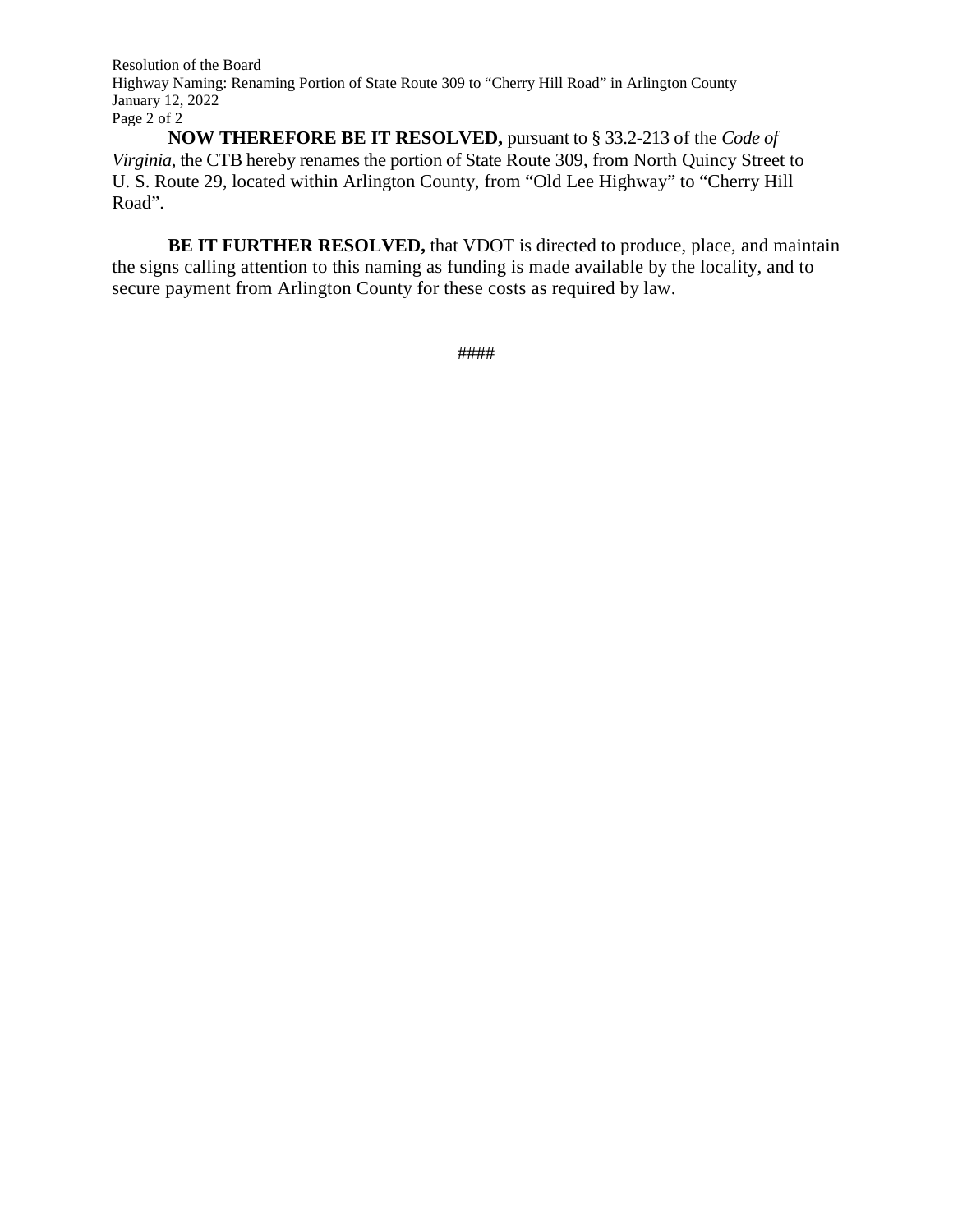**NOW THEREFORE BE IT RESOLVED,** pursuant to § 33.2-213 of the *Code of Virginia*, the CTB hereby renames the portion of State Route 309, from North Quincy Street to U. S. Route 29, located within Arlington County, from "Old Lee Highway" to "Cherry Hill Road".

**BE IT FURTHER RESOLVED,** that VDOT is directed to produce, place, and maintain the signs calling attention to this naming as funding is made available by the locality, and to secure payment from Arlington County for these costs as required by law.

####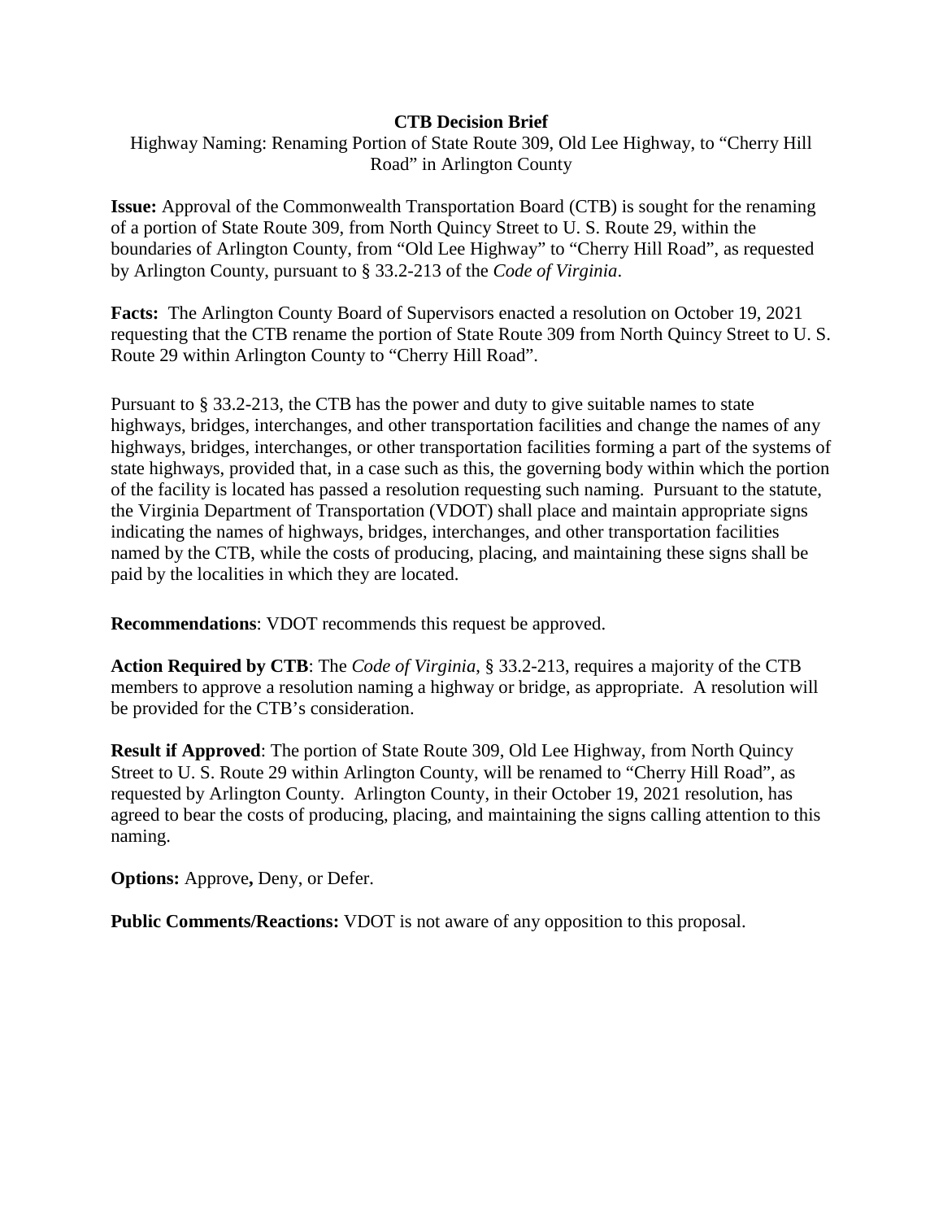**CTB Decision Brief**

Highway Naming: Renaming Portion of State Route 309, Old Lee Highway, to "Cherry Hill Road" in Arlington County

**Issue:** Approval of the Commonwealth Transportation Board (CTB) is sought for the renaming of a portion of State Route 309, from North Quincy Street to U. S. Route 29, within the boundaries of Arlington County, from "Old Lee Highway" to "Cherry Hill Road", as requested by Arlington County, pursuant to § 33.2-213 of the *Code of Virginia*.

**Facts:** The Arlington County Board of Supervisors enacted a resolution on October 19, 2021 requesting that the CTB rename the portion of State Route 309 from North Quincy Street to U. S. Route 29 within Arlington County to "Cherry Hill Road".

Pursuant to § 33.2-213, the CTB has the power and duty to give suitable names to state highways, bridges, interchanges, and other transportation facilities and change the names of any highways, bridges, interchanges, or other transportation facilities forming a part of the systems of state highways, provided that, in a case such as this, the governing body within which the portion of the facility is located has passed a resolution requesting such naming. Pursuant to the statute, the Virginia Department of Transportation (VDOT) shall place and maintain appropriate signs indicating the names of highways, bridges, interchanges, and other transportation facilities named by the CTB, while the costs of producing, placing, and maintaining these signs shall be paid by the localities in which they are located.

**Recommendations**: VDOT recommends this request be approved.

**Action Required by CTB**: The *Code of Virginia*, § 33.2-213, requires a majority of the CTB members to approve a resolution naming a highway or bridge, as appropriate. A resolution will be provided for the CTB's consideration.

**Result if Approved**: The portion of State Route 309, Old Lee Highway, from North Quincy Street to U. S. Route 29 within Arlington County, will be renamed to "Cherry Hill Road", as requested by Arlington County. Arlington County, in their October 19, 2021 resolution, has agreed to bear the costs of producing, placing, and maintaining the signs calling attention to this naming.

**Options:** Approve**,** Deny, or Defer.

**Public Comments/Reactions:** VDOT is not aware of any opposition to this proposal.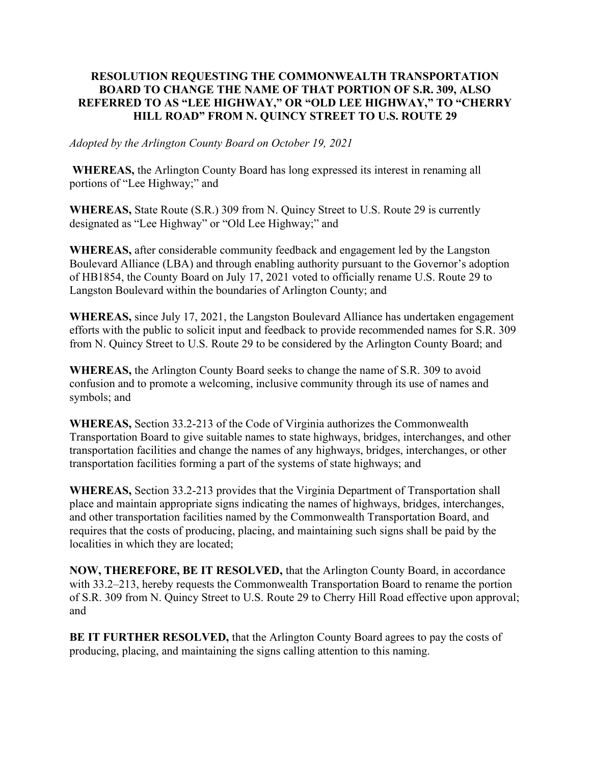**RESOLUTION REQUESTING THE COMMONWEALTH TRANSPORTATION BOARD TO CHANGE THE NAME OF THAT PORTION OF S.R. 309, ALSO REFERRED TO AS "LEE HIGHWAY," OR "OLD LEE HIGHWAY," TO "CHERRY HILL ROAD" FROM N. QUINCY STREET TO U.S. ROUTE 29**

*Adopted by the Arlington County Board on October 19, 2021*

**WHEREAS,** the Arlington County Board has long expressed its interest in renaming all portions of "Lee Highway;" and

**WHEREAS,** State Route (S.R.) 309 from N. Quincy Street to U.S. Route 29 is currently designated as "Lee Highway" or "Old Lee Highway;" and

**WHEREAS,** after considerable community feedback and engagement led by the Langston Boulevard Alliance (LBA) and through enabling authority pursuant to the Governor's adoption of HB1854, the County Board on July 17, 2021 voted to officially rename U.S. Route 29 to Langston Boulevard within the boundaries of Arlington County; and

**WHEREAS,** since July 17, 2021, the Langston Boulevard Alliance has undertaken engagement efforts with the public to solicit input and feedback to provide recommended names for S.R. 309 from N. Quincy Street to U.S. Route 29 to be considered by the Arlington County Board; and

**WHEREAS,** the Arlington County Board seeks to change the name of S.R. 309 to avoid confusion and to promote a welcoming, inclusive community through its use of names and symbols; and

**WHEREAS,** Section 33.2-213 of the Code of Virginia authorizes the Commonwealth Transportation Board to give suitable names to state highways, bridges, interchanges, and other transportation facilities and change the names of any highways, bridges, interchanges, or other transportation facilities forming a part of the systems of state highways; and

**WHEREAS,** Section 33.2-213 provides that the Virginia Department of Transportation shall place and maintain appropriate signs indicating the names of highways, bridges, interchanges, and other transportation facilities named by the Commonwealth Transportation Board, and requires that the costs of producing, placing, and maintaining such signs shall be paid by the localities in which they are located;

**NOW, THEREFORE, BE IT RESOLVED,** that the Arlington County Board, in accordance with 33.2–213, hereby requests the Commonwealth Transportation Board to rename the portion of S.R. 309 from N. Quincy Street to U.S. Route 29 to Cherry Hill Road effective upon approval; and

**BE IT FURTHER RESOLVED,** that the Arlington County Board agrees to pay the costs of producing, placing, and maintaining the signs calling attention to this naming.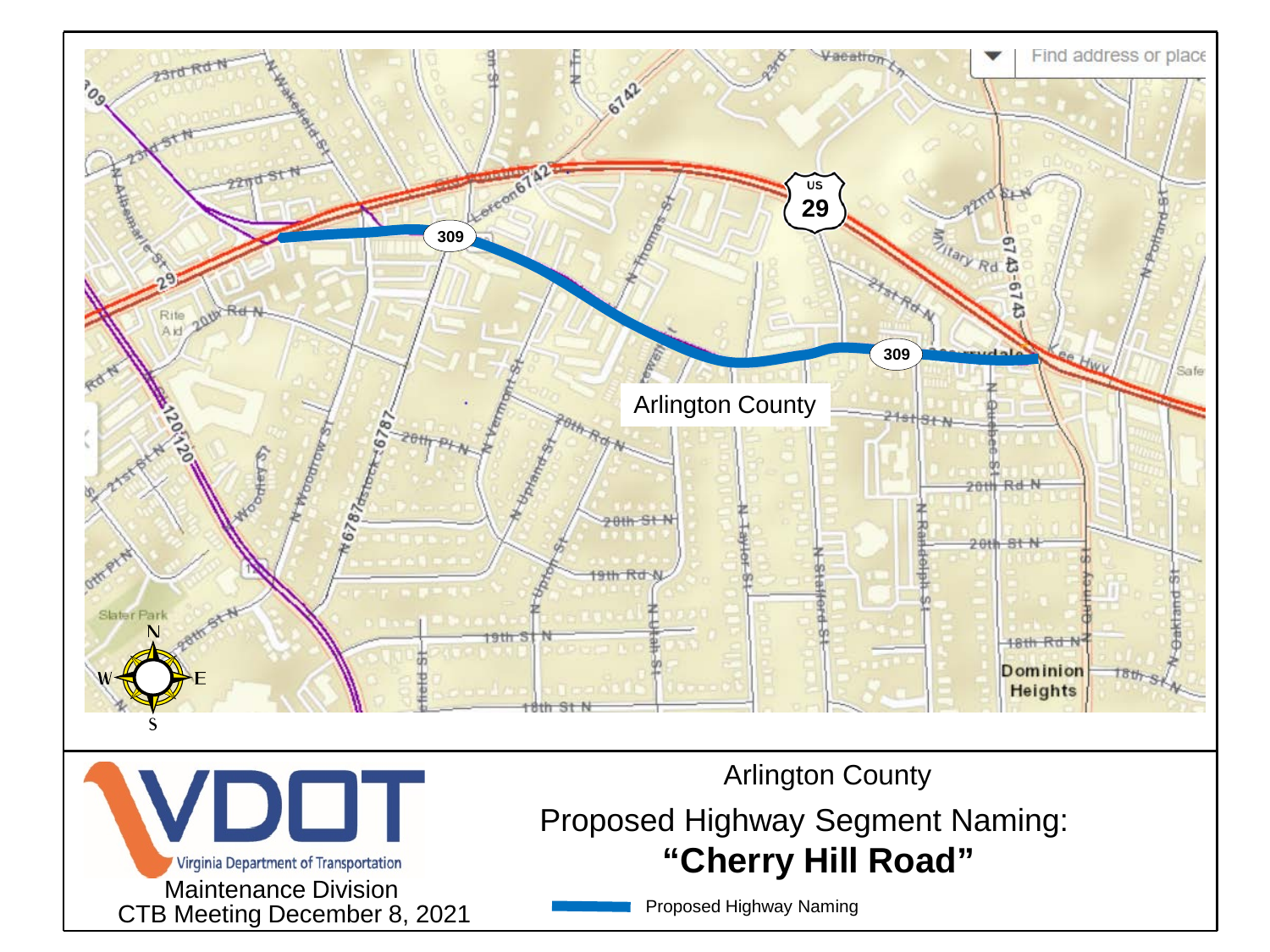Arlington County

Proposed Highway Segment Naming:

**“Cherry Hill Road”**

Proposed Highway Naming

Virginia Department of Transportation

Maintenance Division

CTB Meeting December 8, 2021